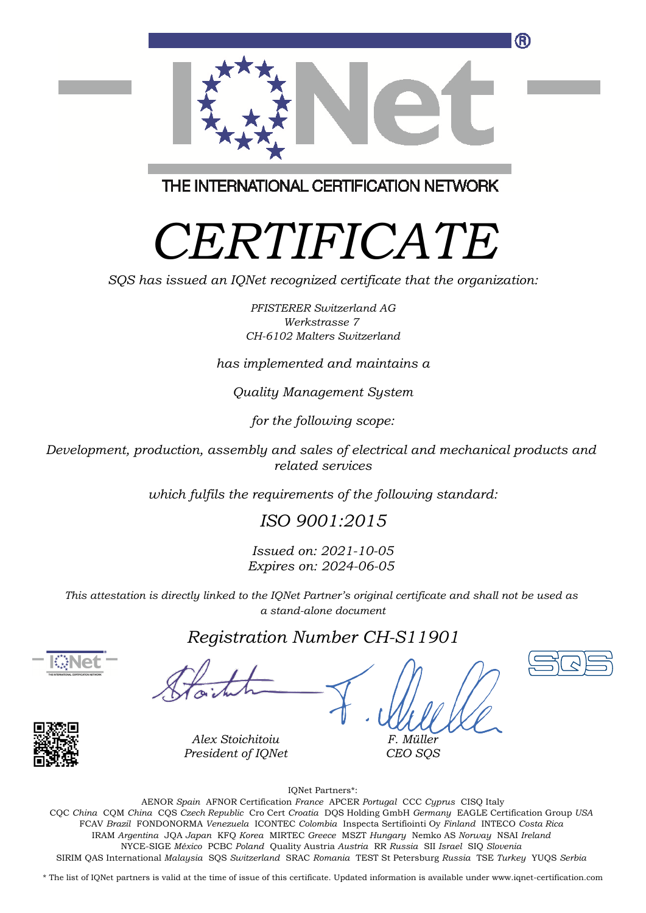THE INTERNATIONAL CERTIFICATION NETWORK

# *CERTIFICATE*

*SQS has issued an IQNet recognized certificate that the organization:*

*PFISTERER Switzerland AG*
*Werkstrasse 7*
*CH-6102 Malters Switzerland*

*has implemented and maintains a*

*Quality Management System*

*for the following scope:*

*Development, production, assembly and sales of electrical and mechanical products and related services*

*which fulfils the requirements of the following standard:*

## *ISO 9001:2015*

*Issued on: 2021-10-05*
*Expires on: 2024-06-05*

*This attestation is directly linked to the IQNet Partner's original certificate and shall not be used as a stand-alone document*

### *Registration Number CH-S11901*

*Alex Stoichitoiu*
*President of IQNet*

*F. Müller*
*CEO SQS*

IQNet Partners*:

AENOR *Spain* AFNOR Certification *France* APCER *Portugal* CCC *Cyprus* CISQ Italy
CQC *China* CQM *China* CQS *Czech Republic* Cro Cert *Croatia* DQS Holding GmbH *Germany* EAGLE Certification Group *USA*
FCAV *Brazil* FONDONORMA *Venezuela* ICONTEC *Colombia* Inspecta Sertifiointi Oy *Finland* INTECO *Costa Rica*
IRAM *Argentina* JQA *Japan* KFQ *Korea* MIRTEC *Greece* MSZT *Hungary* Nemko AS *Norway* NSAI *Ireland*
NYCE-SIGE *México* PCBC *Poland* Quality Austria *Austria* RR *Russia* SII *Israel* SIQ *Slovenia*
SIRIM QAS International *Malaysia* SQS *Switzerland* SRAC *Romania* TEST St Petersburg *Russia* TSE *Turkey* YUQS *Serbia*

* The list of IQNet partners is valid at the time of issue of this certificate. Updated information is available under www.iqnet-certification.com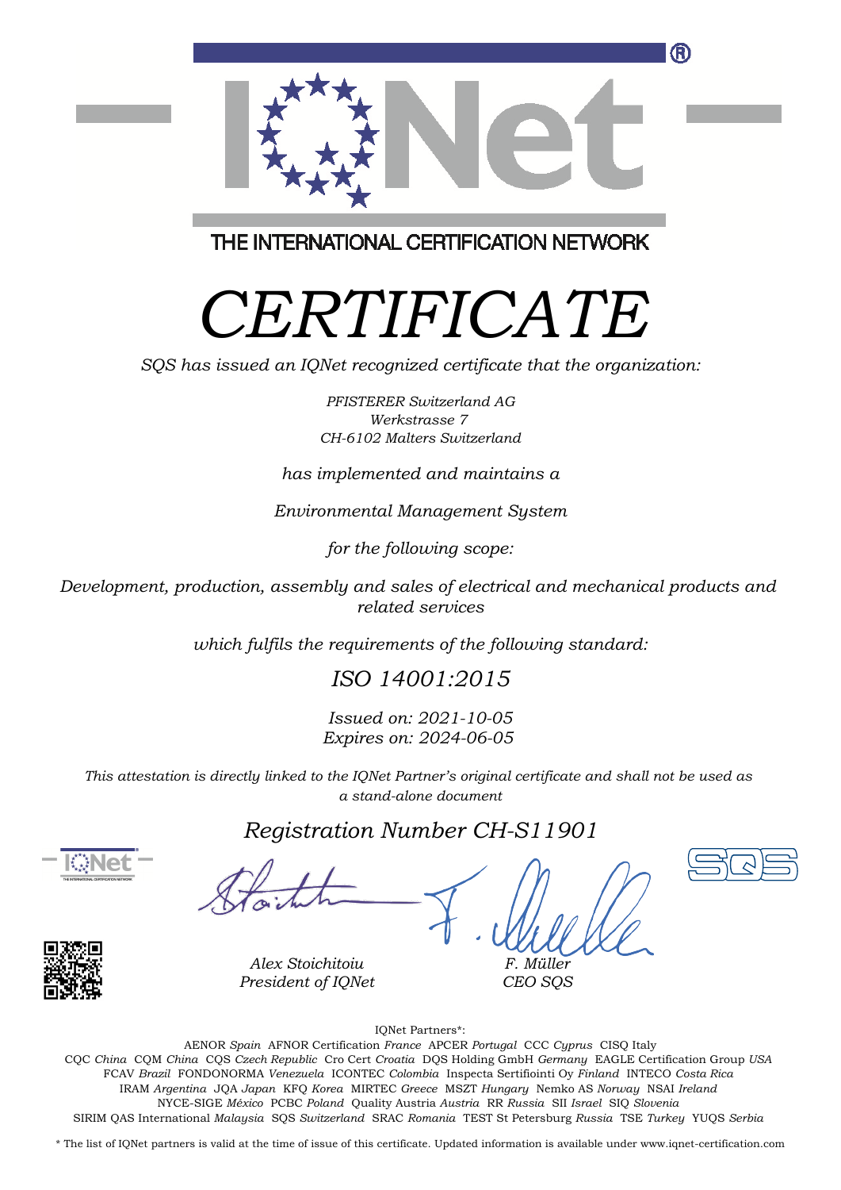THE INTERNATIONAL CERTIFICATION NETWORK

# *CERTIFICATE*

*SQS has issued an IQNet recognized certificate that the organization:*

*PFISTERER Switzerland AG*
*Werkstrasse 7*
*CH-6102 Malters Switzerland*

*has implemented and maintains a*

*Environmental Management System*

*for the following scope:*

*Development, production, assembly and sales of electrical and mechanical products and related services*

*which fulfils the requirements of the following standard:*

## *ISO 14001:2015*

*Issued on: 2021-10-05*
*Expires on: 2024-06-05*

*This attestation is directly linked to the IQNet Partner's original certificate and shall not be used as a stand-alone document*

### *Registration Number CH-S11901*

*Alex Stoichitoiu*
*President of IQNet*

*F. Müller*
*CEO SQS*

IQNet Partners*:

AENOR *Spain* AFNOR Certification *France* APCER *Portugal* CCC *Cyprus* CISQ Italy
CQC *China* CQM *China* CQS *Czech Republic* Cro Cert *Croatia* DQS Holding GmbH *Germany* EAGLE Certification Group *USA*
FCAV *Brazil* FONDONORMA *Venezuela* ICONTEC *Colombia* Inspecta Sertifiointi Oy *Finland* INTECO *Costa Rica*
IRAM *Argentina* JQA *Japan* KFQ *Korea* MIRTEC *Greece* MSZT *Hungary* Nemko AS *Norway* NSAI *Ireland*
NYCE-SIGE *México* PCBC *Poland* Quality Austria *Austria* RR *Russia* SII *Israel* SIQ *Slovenia*
SIRIM QAS International *Malaysia* SQS *Switzerland* SRAC *Romania* TEST St Petersburg *Russia* TSE *Turkey* YUQS *Serbia*

\* The list of IQNet partners is valid at the time of issue of this certificate. Updated information is available under www.iqnet-certification.com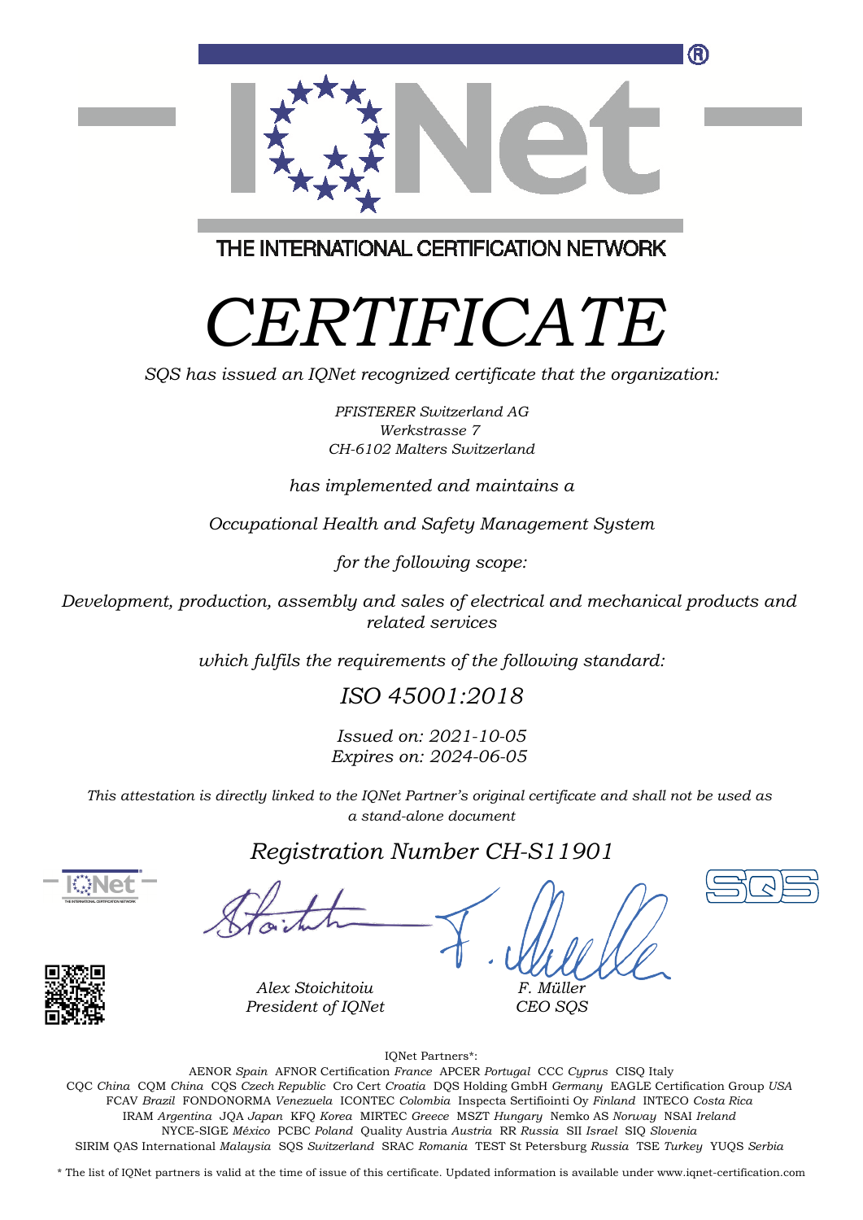THE INTERNATIONAL CERTIFICATION NETWORK

# *CERTIFICATE*

*SQS has issued an IQNet recognized certificate that the organization:*

*PFISTERER Switzerland AG*
*Werkstrasse 7*
*CH-6102 Malters Switzerland*

*has implemented and maintains a*

*Occupational Health and Safety Management System*

*for the following scope:*

*Development, production, assembly and sales of electrical and mechanical products and related services*

*which fulfils the requirements of the following standard:*

## *ISO 45001:2018*

*Issued on: 2021-10-05*
*Expires on: 2024-06-05*

*This attestation is directly linked to the IQNet Partner's original certificate and shall not be used as a stand-alone document*

*Registration Number CH-S11901*

| | |
|---|---|
| *Alex Stoichitoiu* | *F. Müller* |
| *President of IQNet* | *CEO SQS* |

IQNet Partners*:

AENOR *Spain* AFNOR Certification *France* APCER *Portugal* CCC *Cyprus* CISQ Italy
CQC *China* CQM *China* CQS *Czech Republic* Cro Cert *Croatia* DQS Holding GmbH *Germany* EAGLE Certification Group *USA*
FCAV *Brazil* FONDONORMA *Venezuela* ICONTEC *Colombia* Inspecta Sertifiointi Oy *Finland* INTECO *Costa Rica*
IRAM *Argentina* JQA *Japan* KFQ *Korea* MIRTEC *Greece* MSZT *Hungary* Nemko AS *Norway* NSAI *Ireland*
NYCE-SIGE *México* PCBC *Poland* Quality Austria *Austria* RR *Russia* SII *Israel* SIQ *Slovenia*
SIRIM QAS International *Malaysia* SQS *Switzerland* SRAC *Romania* TEST St Petersburg *Russia* TSE *Turkey* YUQS *Serbia*

* The list of IQNet partners is valid at the time of issue of this certificate. Updated information is available under www.iqnet-certification.com